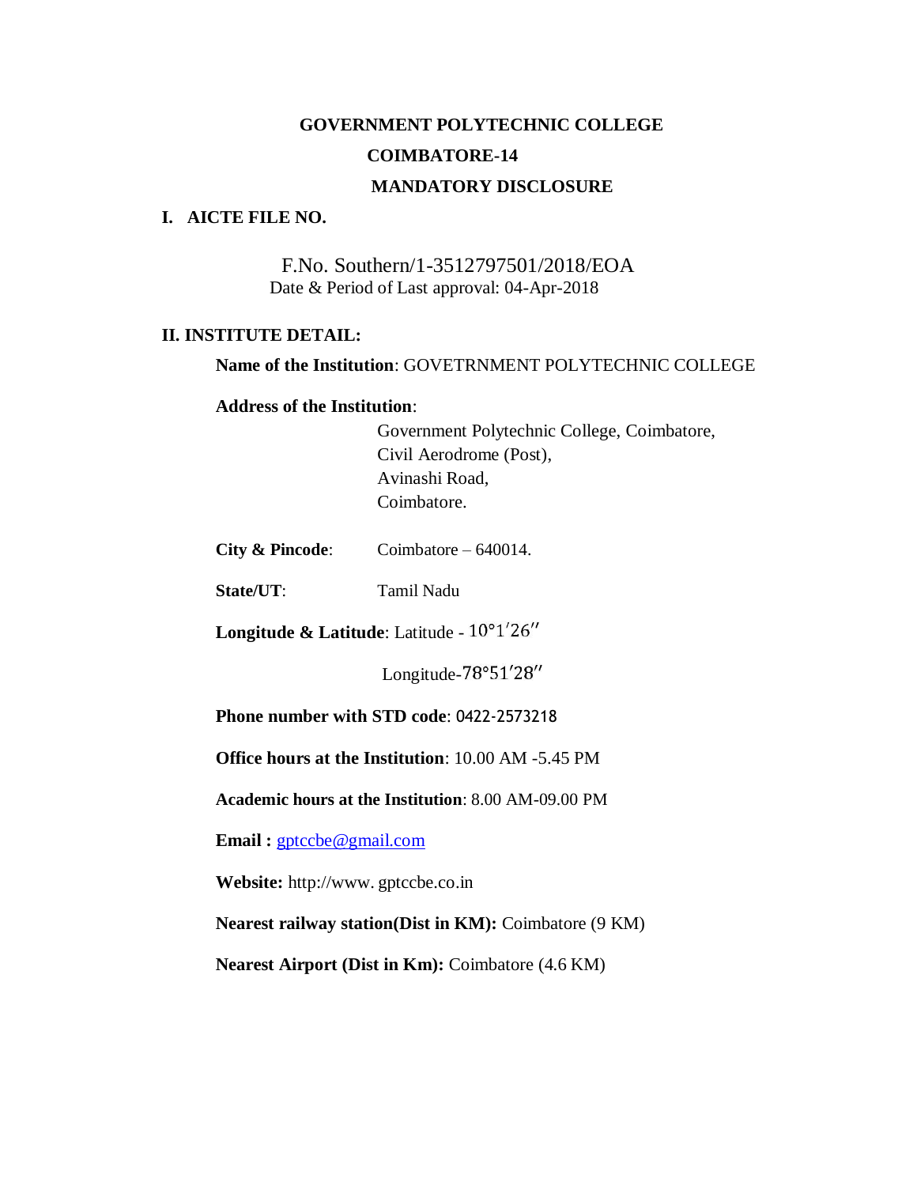# GOVERNMENT POLYTECHNIC COLLEGE

## COIMBATORE-14

## MANDATORY DISCLOSURE

### I. AICTE FILE NO.

F.No. Southern/1-3512797501/2018/EOA

Date & Period of Last approval: 04-Apr-2018

### II. INSTITUTE DETAIL:

**Name of the Institution**: GOVETRNMENT POLYTECHNIC COLLEGE

**Address of the Institution**:

Government Polytechnic College, Coimbatore,
Civil Aerodrome (Post),
Avinashi Road,
Coimbatore.

**City & Pincode**: Coimbatore – 640014.

**State/UT**: Tamil Nadu

**Longitude & Latitude**: Latitude - 10°1′26″

Longitude-78°51′28″

**Phone number with STD code**: 0422-2573218

**Office hours at the Institution**: 10.00 AM -5.45 PM

**Academic hours at the Institution**: 8.00 AM-09.00 PM

**Email :** gptccbe@gmail.com

**Website:** http://www. gptccbe.co.in

**Nearest railway station(Dist in KM):** Coimbatore (9 KM)

**Nearest Airport (Dist in Km):** Coimbatore (4.6 KM)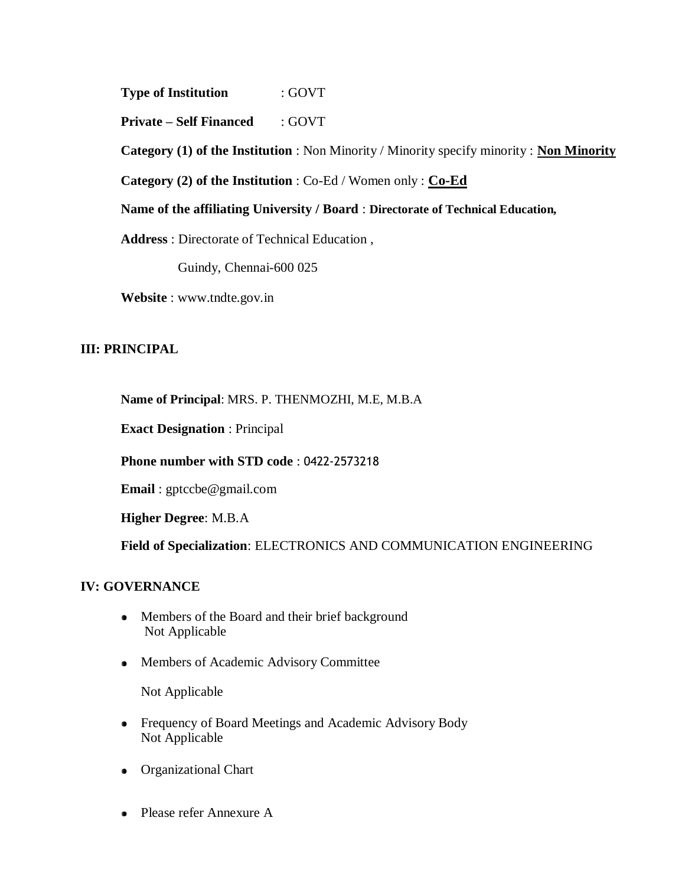**Type of Institution** : GOVT

**Private – Self Financed** : GOVT

**Category (1) of the Institution** : Non Minority / Minority specify minority : **Non Minority**

**Category (2) of the Institution** : Co-Ed / Women only : **Co-Ed**

**Name of the affiliating University / Board** : **Directorate of Technical Education,**

**Address** : Directorate of Technical Education ,

Guindy, Chennai-600 025

**Website** : www.tndte.gov.in

## III: PRINCIPAL

**Name of Principal**: MRS. P. THENMOZHI, M.E, M.B.A

**Exact Designation** : Principal

**Phone number with STD code** : 0422-2573218

**Email** : gptccbe@gmail.com

**Higher Degree**: M.B.A

**Field of Specialization**: ELECTRONICS AND COMMUNICATION ENGINEERING

## IV: GOVERNANCE

- Members of the Board and their brief background
  Not Applicable
- Members of Academic Advisory Committee

  Not Applicable
- Frequency of Board Meetings and Academic Advisory Body
  Not Applicable
- Organizational Chart
- Please refer Annexure A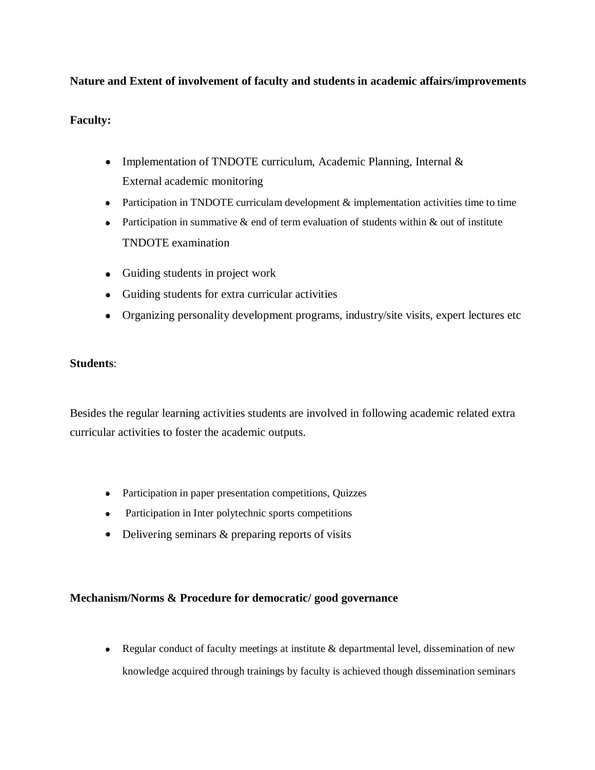**Nature and Extent of involvement of faculty and students in academic affairs/improvements**

**Faculty:**

- Implementation of TNDOTE curriculum, Academic Planning, Internal & External academic monitoring
- Participation in TNDOTE curriculam development & implementation activities time to time
- Participation in summative & end of term evaluation of students within & out of institute TNDOTE examination
- Guiding students in project work
- Guiding students for extra curricular activities
- Organizing personality development programs, industry/site visits, expert lectures etc

**Students**:

Besides the regular learning activities students are involved in following academic related extra curricular activities to foster the academic outputs.

- Participation in paper presentation competitions, Quizzes
- Participation in Inter polytechnic sports competitions
- Delivering seminars & preparing reports of visits

**Mechanism/Norms & Procedure for democratic/ good governance**

- Regular conduct of faculty meetings at institute & departmental level, dissemination of new knowledge acquired through trainings by faculty is achieved though dissemination seminars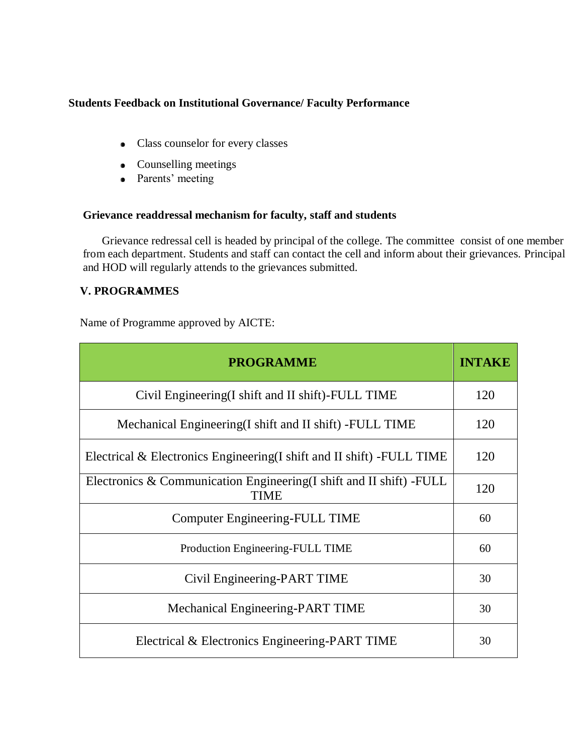**Students Feedback on Institutional Governance/ Faculty Performance**

- Class counselor for every classes
- Counselling meetings
- Parents' meeting

**Grievance readdressal mechanism for faculty, staff and students**

Grievance redressal cell is headed by principal of the college. The committee consist of one member from each department. Students and staff can contact the cell and inform about their grievances. Principal and HOD will regularly attends to the grievances submitted.

**V. PROGRAMMES**

Name of Programme approved by AICTE:

| PROGRAMME | INTAKE |
|---|---|
| Civil Engineering(I shift and II shift)-FULL TIME | 120 |
| Mechanical Engineering(I shift and II shift) -FULL TIME | 120 |
| Electrical & Electronics Engineering(I shift and II shift) -FULL TIME | 120 |
| Electronics & Communication Engineering(I shift and II shift) -FULL TIME | 120 |
| Computer Engineering-FULL TIME | 60 |
| Production Engineering-FULL TIME | 60 |
| Civil Engineering-PART TIME | 30 |
| Mechanical Engineering-PART TIME | 30 |
| Electrical & Electronics Engineering-PART TIME | 30 |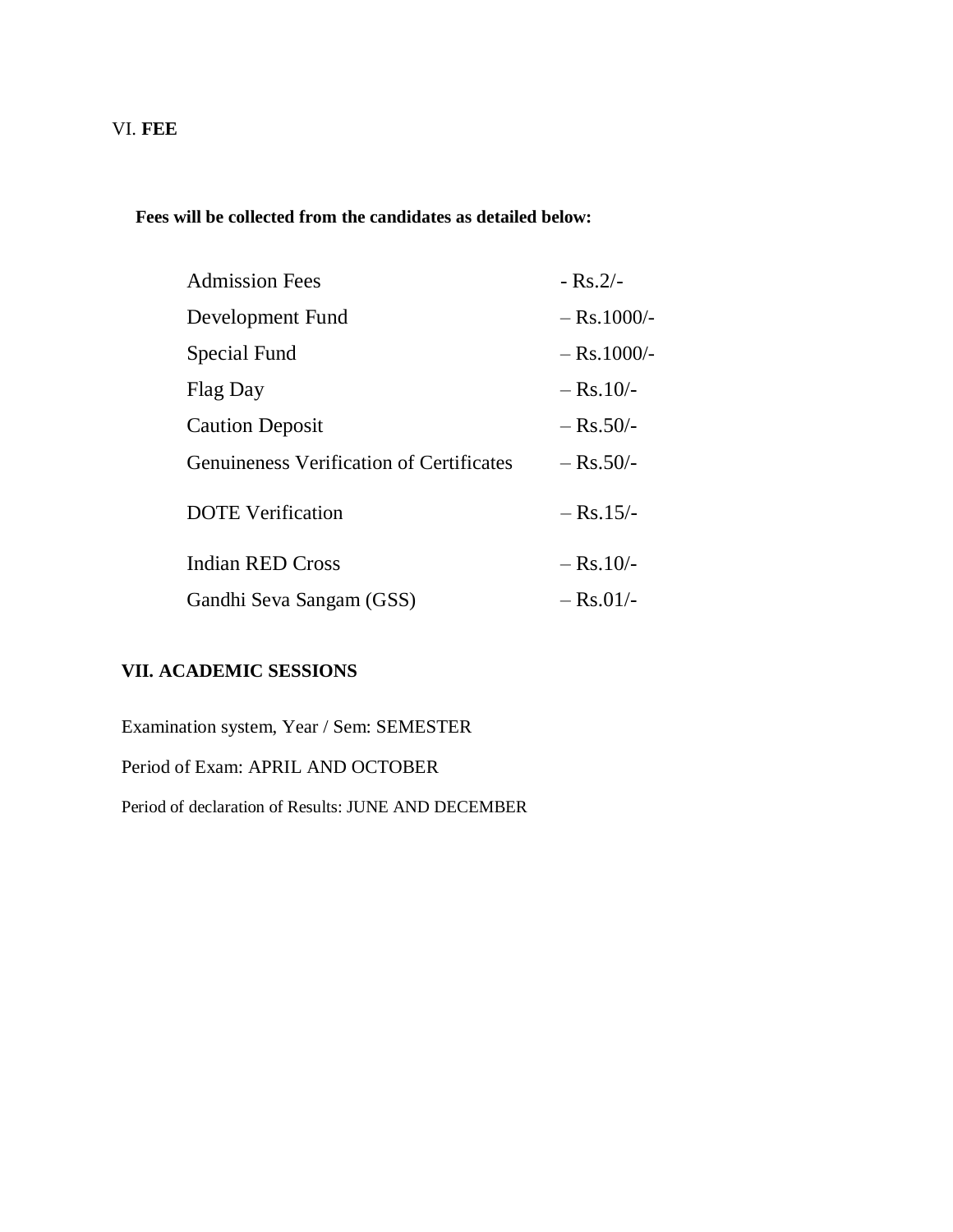## VI. FEE

**Fees will be collected from the candidates as detailed below:**

| | |
|---|---|
| Admission Fees | - Rs.2/- |
| Development Fund | – Rs.1000/- |
| Special Fund | – Rs.1000/- |
| Flag Day | – Rs.10/- |
| Caution Deposit | – Rs.50/- |
| Genuineness Verification of Certificates | – Rs.50/- |
| DOTE Verification | – Rs.15/- |
| Indian RED Cross | – Rs.10/- |
| Gandhi Seva Sangam (GSS) | – Rs.01/- |

## VII. ACADEMIC SESSIONS

Examination system, Year / Sem: SEMESTER

Period of Exam: APRIL AND OCTOBER

Period of declaration of Results: JUNE AND DECEMBER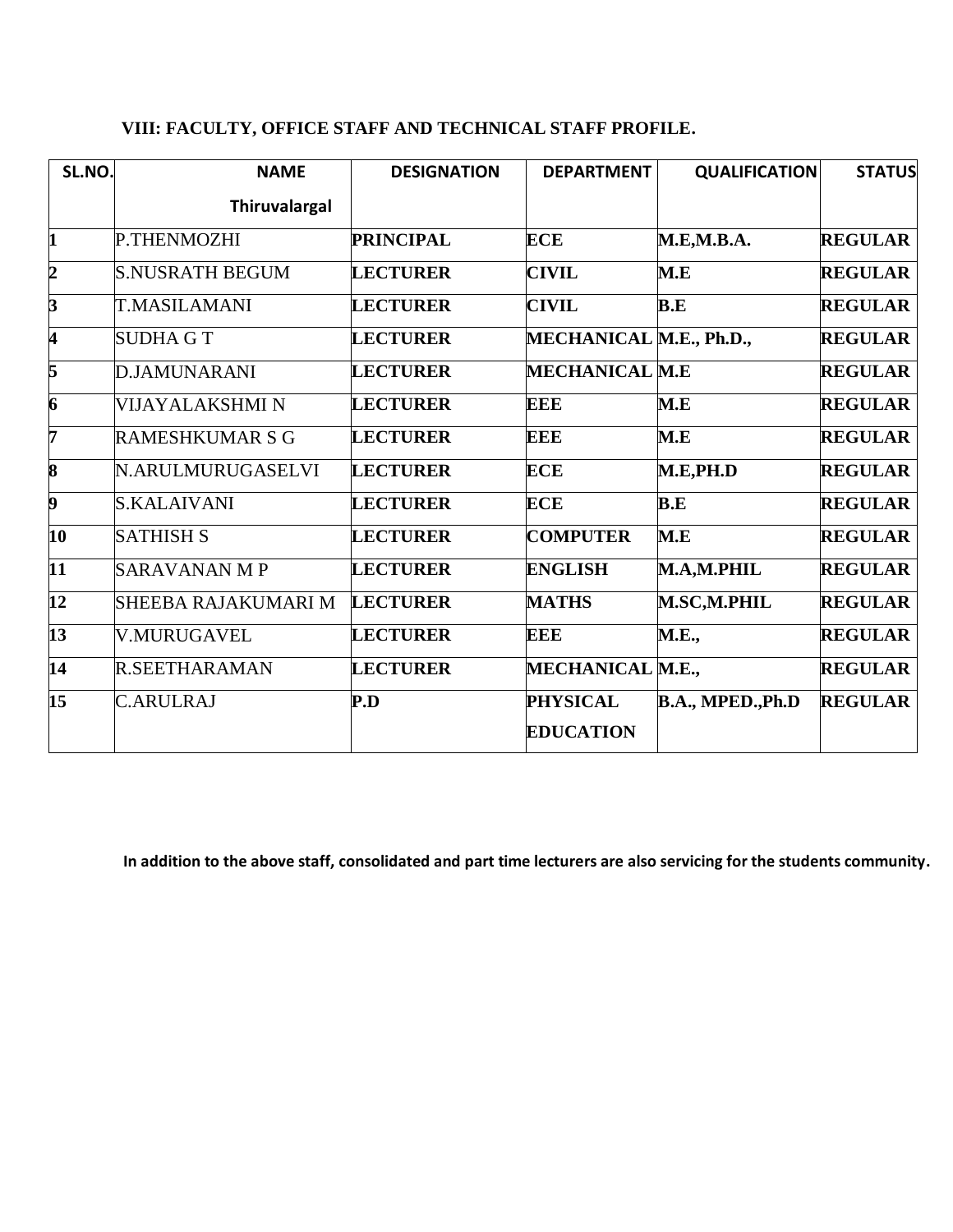### VIII: FACULTY, OFFICE STAFF AND TECHNICAL STAFF PROFILE.

| SL.NO. | NAME Thiruvalargal | DESIGNATION | DEPARTMENT | QUALIFICATION | STATUS |
|---|---|---|---|---|---|
| 1 | P.THENMOZHI | PRINCIPAL | ECE | M.E,M.B.A. | REGULAR |
| 2 | S.NUSRATH BEGUM | LECTURER | CIVIL | M.E | REGULAR |
| 3 | T.MASILAMANI | LECTURER | CIVIL | B.E | REGULAR |
| 4 | SUDHA G T | LECTURER | MECHANICAL | M.E., Ph.D., | REGULAR |
| 5 | D.JAMUNARANI | LECTURER | MECHANICAL | M.E | REGULAR |
| 6 | VIJAYALAKSHMI N | LECTURER | EEE | M.E | REGULAR |
| 7 | RAMESHKUMAR S G | LECTURER | EEE | M.E | REGULAR |
| 8 | N.ARULMURUGASELVI | LECTURER | ECE | M.E,PH.D | REGULAR |
| 9 | S.KALAIVANI | LECTURER | ECE | B.E | REGULAR |
| 10 | SATHISH S | LECTURER | COMPUTER | M.E | REGULAR |
| 11 | SARAVANAN M P | LECTURER | ENGLISH | M.A,M.PHIL | REGULAR |
| 12 | SHEEBA RAJAKUMARI M | LECTURER | MATHS | M.SC,M.PHIL | REGULAR |
| 13 | V.MURUGAVEL | LECTURER | EEE | M.E., | REGULAR |
| 14 | R.SEETHARAMAN | LECTURER | MECHANICAL | M.E., | REGULAR |
| 15 | C.ARULRAJ | P.D | PHYSICAL EDUCATION | B.A., MPED.,Ph.D | REGULAR |

**In addition to the above staff, consolidated and part time lecturers are also servicing for the students community.**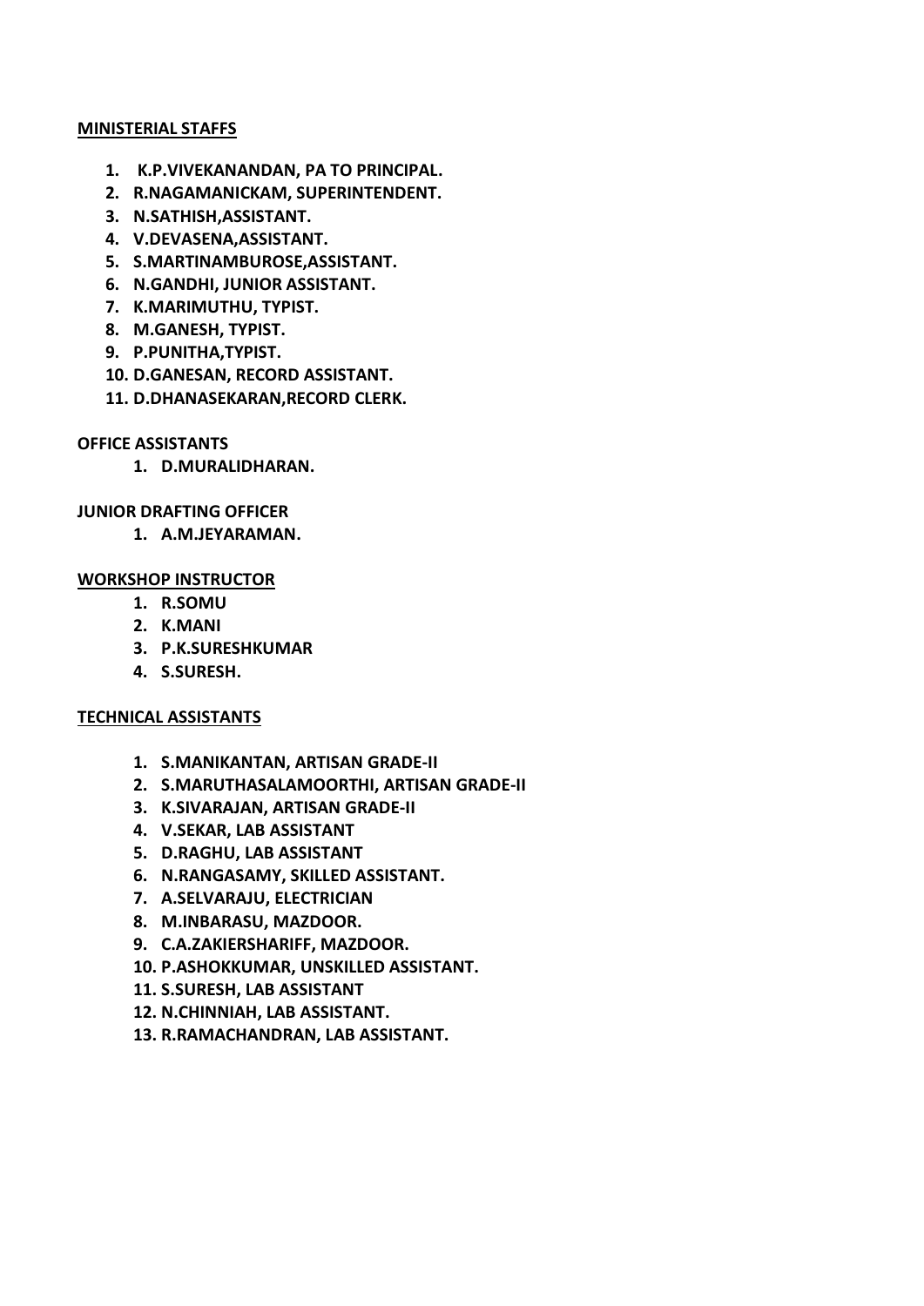**MINISTERIAL STAFFS**

1. **K.P.VIVEKANANDAN, PA TO PRINCIPAL.**
2. **R.NAGAMANICKAM, SUPERINTENDENT.**
3. **N.SATHISH,ASSISTANT.**
4. **V.DEVASENA,ASSISTANT.**
5. **S.MARTINAMBUROSE,ASSISTANT.**
6. **N.GANDHI, JUNIOR ASSISTANT.**
7. **K.MARIMUTHU, TYPIST.**
8. **M.GANESH, TYPIST.**
9. **P.PUNITHA,TYPIST.**
10. **D.GANESAN, RECORD ASSISTANT.**
11. **D.DHANASEKARAN,RECORD CLERK.**

**OFFICE ASSISTANTS**

1. **D.MURALIDHARAN.**

**JUNIOR DRAFTING OFFICER**

1. **A.M.JEYARAMAN.**

**WORKSHOP INSTRUCTOR**

1. **R.SOMU**
2. **K.MANI**
3. **P.K.SURESHKUMAR**
4. **S.SURESH.**

**TECHNICAL ASSISTANTS**

1. **S.MANIKANTAN, ARTISAN GRADE-II**
2. **S.MARUTHASALAMOORTHI, ARTISAN GRADE-II**
3. **K.SIVARAJAN, ARTISAN GRADE-II**
4. **V.SEKAR, LAB ASSISTANT**
5. **D.RAGHU, LAB ASSISTANT**
6. **N.RANGASAMY, SKILLED ASSISTANT.**
7. **A.SELVARAJU, ELECTRICIAN**
8. **M.INBARASU, MAZDOOR.**
9. **C.A.ZAKIERSHARIFF, MAZDOOR.**
10. **P.ASHOKKUMAR, UNSKILLED ASSISTANT.**
11. **S.SURESH, LAB ASSISTANT**
12. **N.CHINNIAH, LAB ASSISTANT.**
13. **R.RAMACHANDRAN, LAB ASSISTANT.**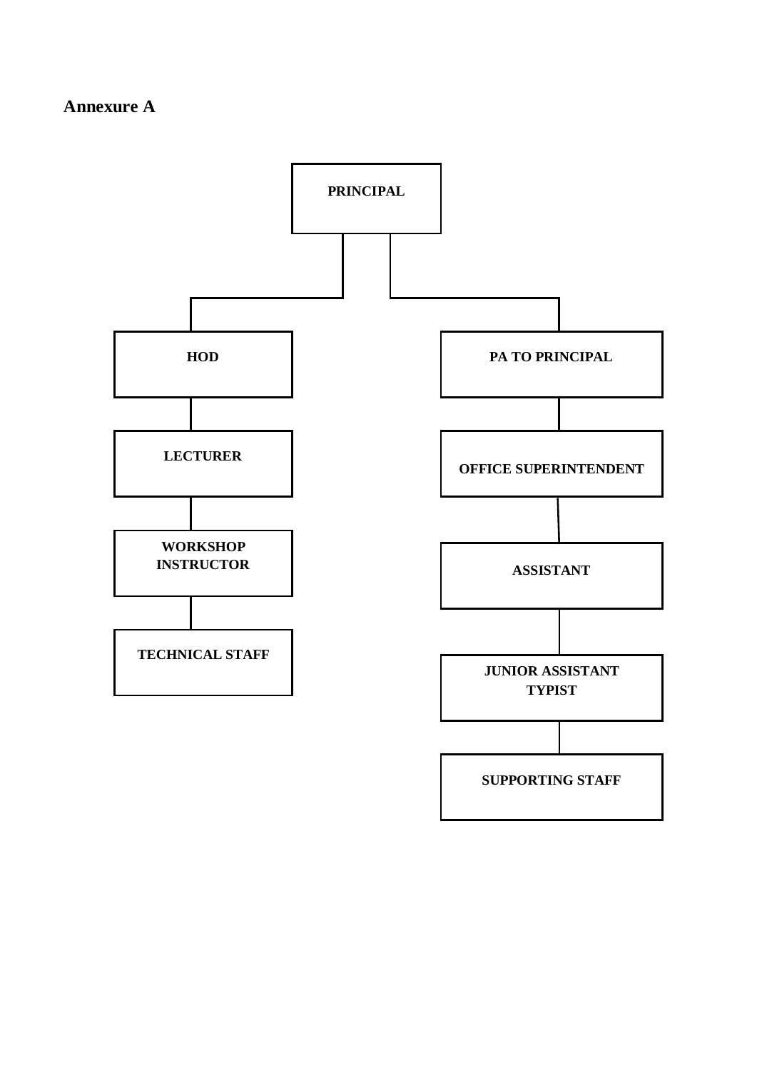**Annexure A**

PRINCIPAL

HOD

LECTURER

WORKSHOP INSTRUCTOR

TECHNICAL STAFF

PA TO PRINCIPAL

OFFICE SUPERINTENDENT

ASSISTANT

JUNIOR ASSISTANT TYPIST

SUPPORTING STAFF